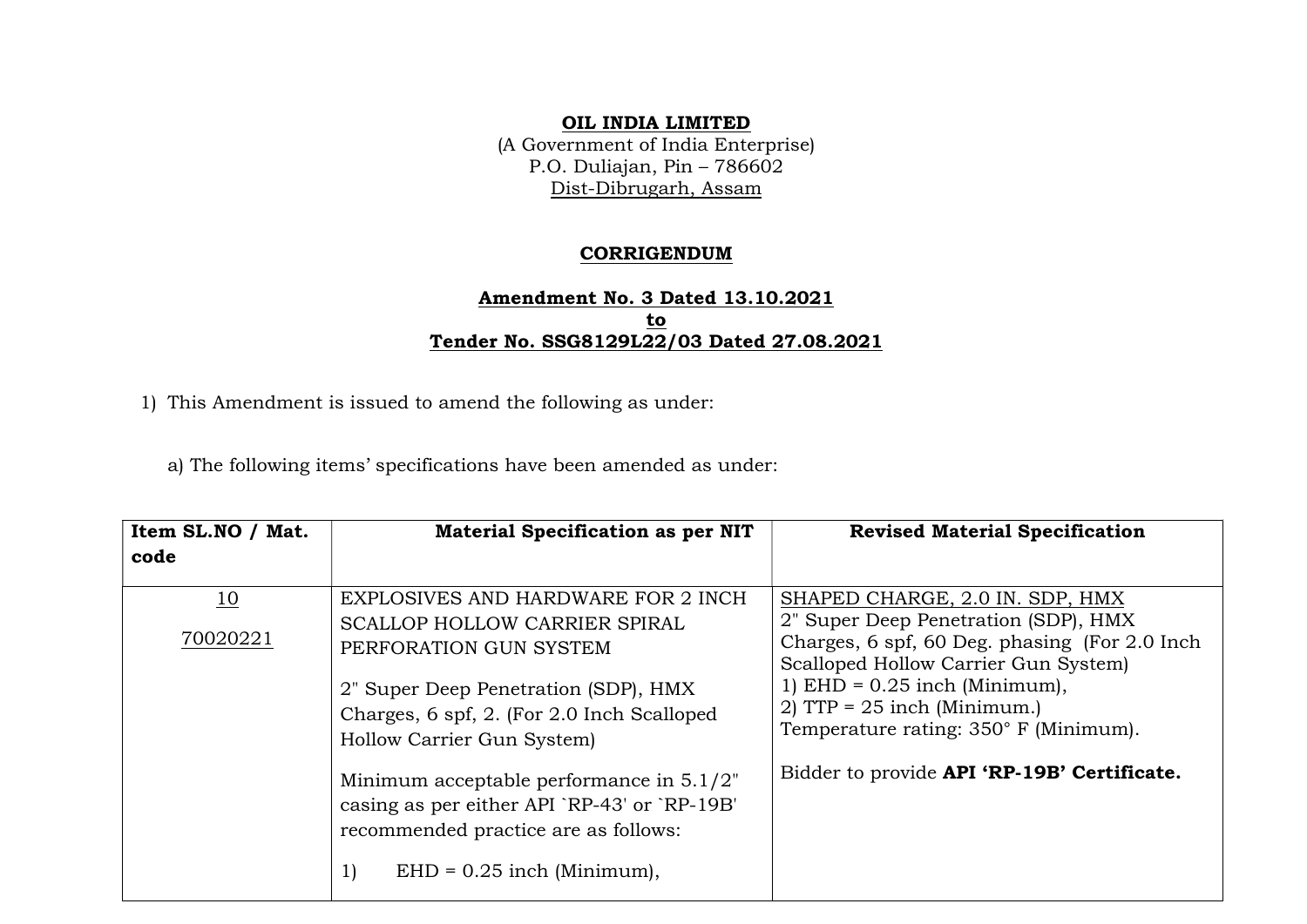**OIL INDIA LIMITED**
(A Government of India Enterprise)
P.O. Duliajan, Pin – 786602
Dist-Dibrugarh, Assam

## CORRIGENDUM

**Amendment No. 3 Dated 13.10.2021**
**to**
**Tender No. SSG8129L22/03 Dated 27.08.2021**

1) This Amendment is issued to amend the following as under:

   a) The following items' specifications have been amended as under:

| Item SL.NO / Mat. code | Material Specification as per NIT | Revised Material Specification |
|---|---|---|
| 10<br><br>70020221 | EXPLOSIVES AND HARDWARE FOR 2 INCH SCALLOP HOLLOW CARRIER SPIRAL PERFORATION GUN SYSTEM<br><br>2" Super Deep Penetration (SDP), HMX Charges, 6 spf, 2. (For 2.0 Inch Scalloped Hollow Carrier Gun System)<br><br>Minimum acceptable performance in 5.1/2" casing as per either API `RP-43' or `RP-19B' recommended practice are as follows:<br><br>1) EHD = 0.25 inch (Minimum), | SHAPED CHARGE, 2.0 IN. SDP, HMX<br>2" Super Deep Penetration (SDP), HMX Charges, 6 spf, 60 Deg. phasing (For 2.0 Inch Scalloped Hollow Carrier Gun System)<br>1) EHD = 0.25 inch (Minimum),<br>2) TTP = 25 inch (Minimum.)<br>Temperature rating: 350° F (Minimum).<br><br>Bidder to provide **API 'RP-19B' Certificate.** |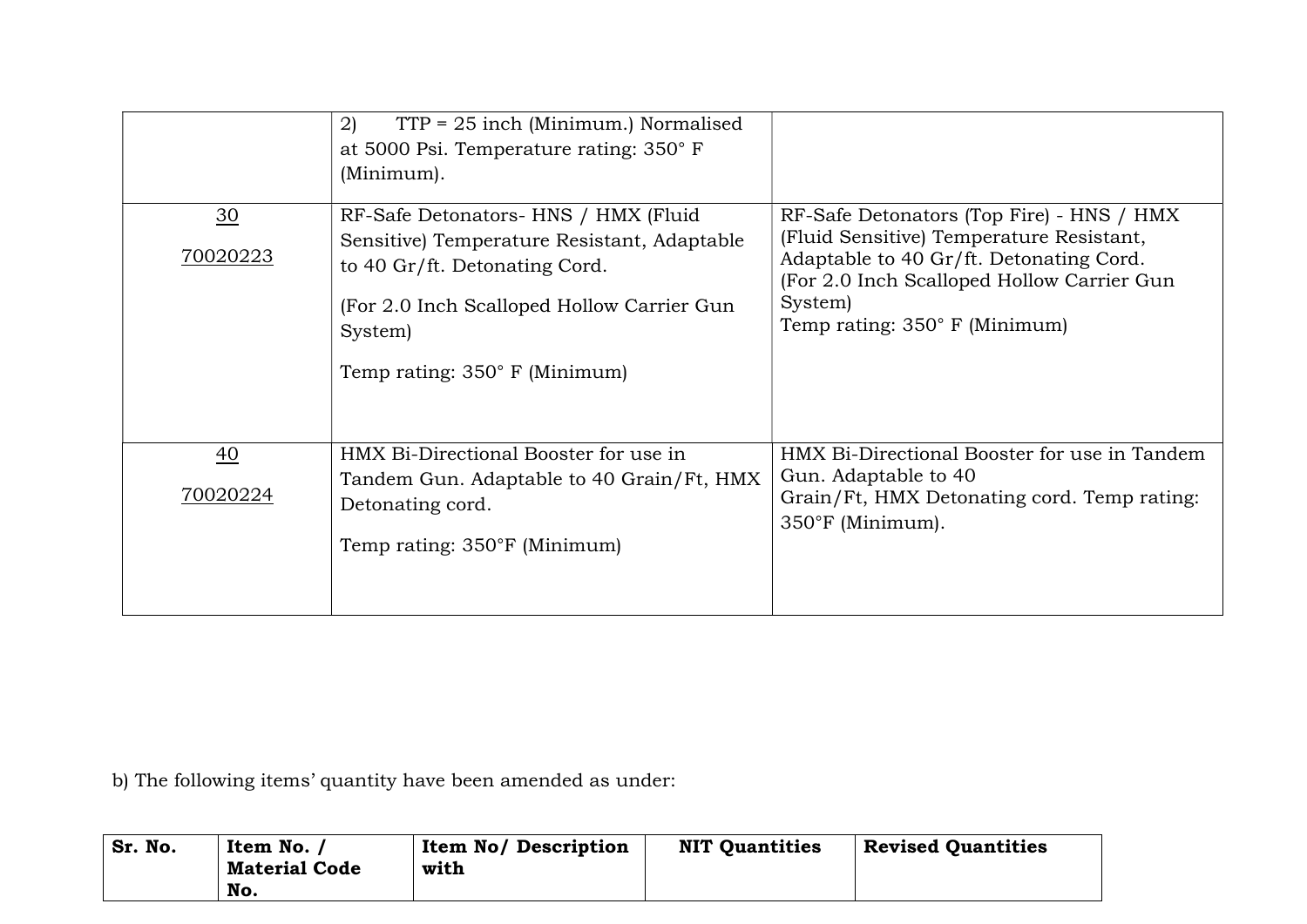| | | |
|---|---|---|
| | 2) TTP = 25 inch (Minimum.) Normalised at 5000 Psi. Temperature rating: 350° F (Minimum). | |
| 30<br>70020223 | RF-Safe Detonators- HNS / HMX (Fluid Sensitive) Temperature Resistant, Adaptable to 40 Gr/ft. Detonating Cord.<br>(For 2.0 Inch Scalloped Hollow Carrier Gun System)<br>Temp rating: 350° F (Minimum) | RF-Safe Detonators (Top Fire) - HNS / HMX (Fluid Sensitive) Temperature Resistant, Adaptable to 40 Gr/ft. Detonating Cord.<br>(For 2.0 Inch Scalloped Hollow Carrier Gun System)<br>Temp rating: 350° F (Minimum) |
| 40<br>70020224 | HMX Bi-Directional Booster for use in Tandem Gun. Adaptable to 40 Grain/Ft, HMX Detonating cord.<br>Temp rating: 350°F (Minimum) | HMX Bi-Directional Booster for use in Tandem Gun. Adaptable to 40 Grain/Ft, HMX Detonating cord. Temp rating: 350°F (Minimum). |

b) The following items' quantity have been amended as under:

| **Sr. No.** | **Item No. / Material Code No.** | **Item No/ Description with** | **NIT Quantities** | **Revised Quantities** |
|---|---|---|---|---|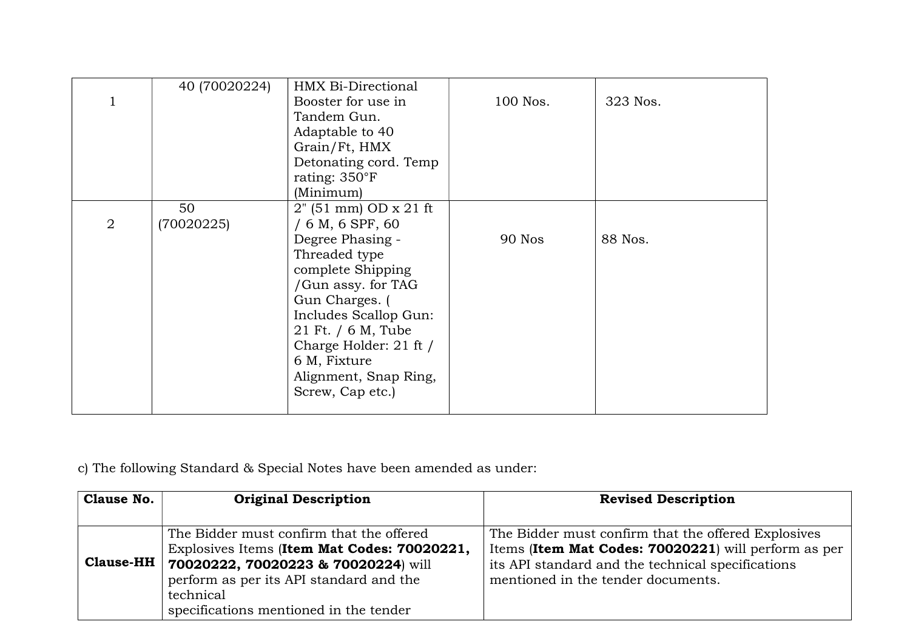| 1 | 40 (70020224) | HMX Bi-Directional Booster for use in Tandem Gun. Adaptable to 40 Grain/Ft, HMX Detonating cord. Temp rating: 350°F (Minimum) | 100 Nos. | 323 Nos. |
|---|---|---|---|---|
| 2 | 50 (70020225) | 2" (51 mm) OD x 21 ft / 6 M, 6 SPF, 60 Degree Phasing - Threaded type complete Shipping /Gun assy. for TAG Gun Charges. ( Includes Scallop Gun: 21 Ft. / 6 M, Tube Charge Holder: 21 ft / 6 M, Fixture Alignment, Snap Ring, Screw, Cap etc.) | 90 Nos | 88 Nos. |

c) The following Standard & Special Notes have been amended as under:

| Clause No. | Original Description | Revised Description |
|---|---|---|
| **Clause-HH** | The Bidder must confirm that the offered Explosives Items (**Item Mat Codes: 70020221, 70020222, 70020223 & 70020224**) will perform as per its API standard and the technical specifications mentioned in the tender | The Bidder must confirm that the offered Explosives Items (**Item Mat Codes: 70020221**) will perform as per its API standard and the technical specifications mentioned in the tender documents. |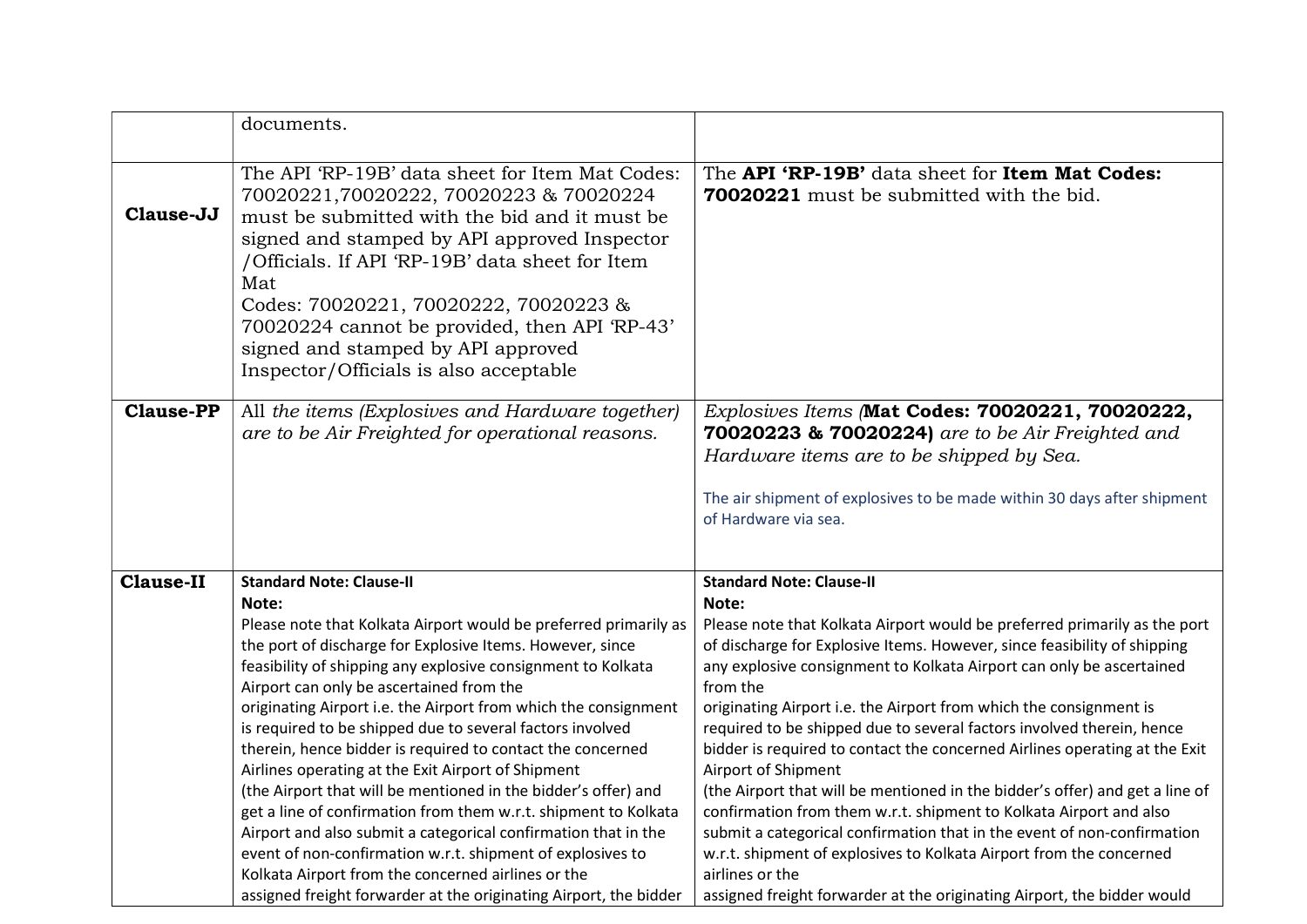| | | |
|---|---|---|
| | documents. | |
| **Clause-JJ** | The API 'RP-19B' data sheet for Item Mat Codes: 70020221,70020222, 70020223 & 70020224 must be submitted with the bid and it must be signed and stamped by API approved Inspector /Officials. If API 'RP-19B' data sheet for Item Mat Codes: 70020221, 70020222, 70020223 & 70020224 cannot be provided, then API 'RP-43' signed and stamped by API approved Inspector/Officials is also acceptable | The **API 'RP-19B'** data sheet for **Item Mat Codes: 70020221** must be submitted with the bid. |
| **Clause-PP** | All *the items (Explosives and Hardware together) are to be Air Freighted for operational reasons.* | *Explosives Items (***Mat Codes: 70020221, 70020222, 70020223 & 70020224)** *are to be Air Freighted and Hardware items are to be shipped by Sea.*<br><br>The air shipment of explosives to be made within 30 days after shipment of Hardware via sea. |
| **Clause-II** | **Standard Note: Clause-II**<br>**Note:**<br>Please note that Kolkata Airport would be preferred primarily as the port of discharge for Explosive Items. However, since feasibility of shipping any explosive consignment to Kolkata Airport can only be ascertained from the originating Airport i.e. the Airport from which the consignment is required to be shipped due to several factors involved therein, hence bidder is required to contact the concerned Airlines operating at the Exit Airport of Shipment (the Airport that will be mentioned in the bidder's offer) and get a line of confirmation from them w.r.t. shipment to Kolkata Airport and also submit a categorical confirmation that in the event of non-confirmation w.r.t. shipment of explosives to Kolkata Airport from the concerned airlines or the assigned freight forwarder at the originating Airport, the bidder | **Standard Note: Clause-II**<br>**Note:**<br>Please note that Kolkata Airport would be preferred primarily as the port of discharge for Explosive Items. However, since feasibility of shipping any explosive consignment to Kolkata Airport can only be ascertained from the originating Airport i.e. the Airport from which the consignment is required to be shipped due to several factors involved therein, hence bidder is required to contact the concerned Airlines operating at the Exit Airport of Shipment (the Airport that will be mentioned in the bidder's offer) and get a line of confirmation from them w.r.t. shipment to Kolkata Airport and also submit a categorical confirmation that in the event of non-confirmation w.r.t. shipment of explosives to Kolkata Airport from the concerned airlines or the assigned freight forwarder at the originating Airport, the bidder would |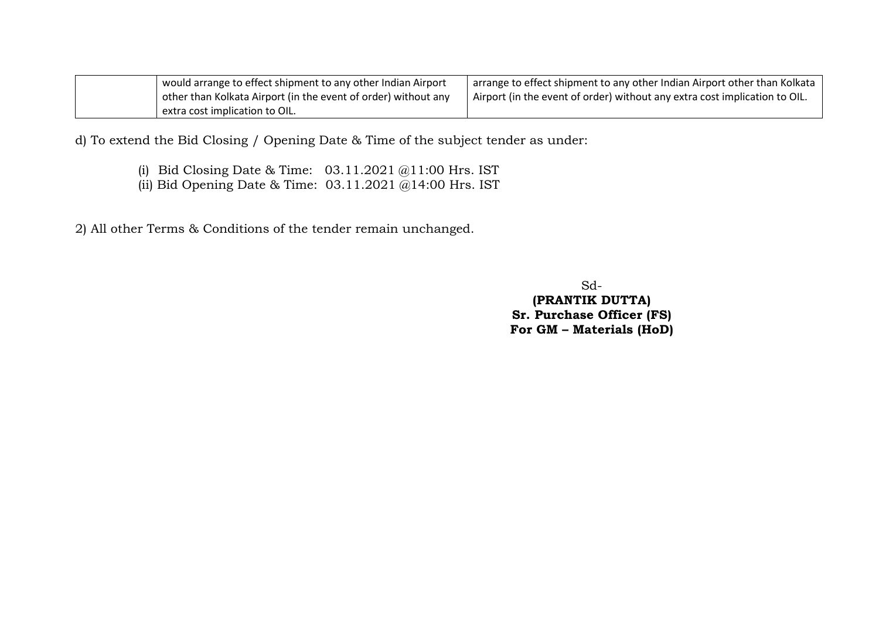| | | |
|---|---|---|
| | would arrange to effect shipment to any other Indian Airport other than Kolkata Airport (in the event of order) without any extra cost implication to OIL. | arrange to effect shipment to any other Indian Airport other than Kolkata Airport (in the event of order) without any extra cost implication to OIL. |

d) To extend the Bid Closing / Opening Date & Time of the subject tender as under:

(i) Bid Closing Date & Time: 03.11.2021 @11:00 Hrs. IST
(ii) Bid Opening Date & Time: 03.11.2021 @14:00 Hrs. IST

2) All other Terms & Conditions of the tender remain unchanged.

Sd-
**(PRANTIK DUTTA)**
**Sr. Purchase Officer (FS)**
**For GM – Materials (HoD)**